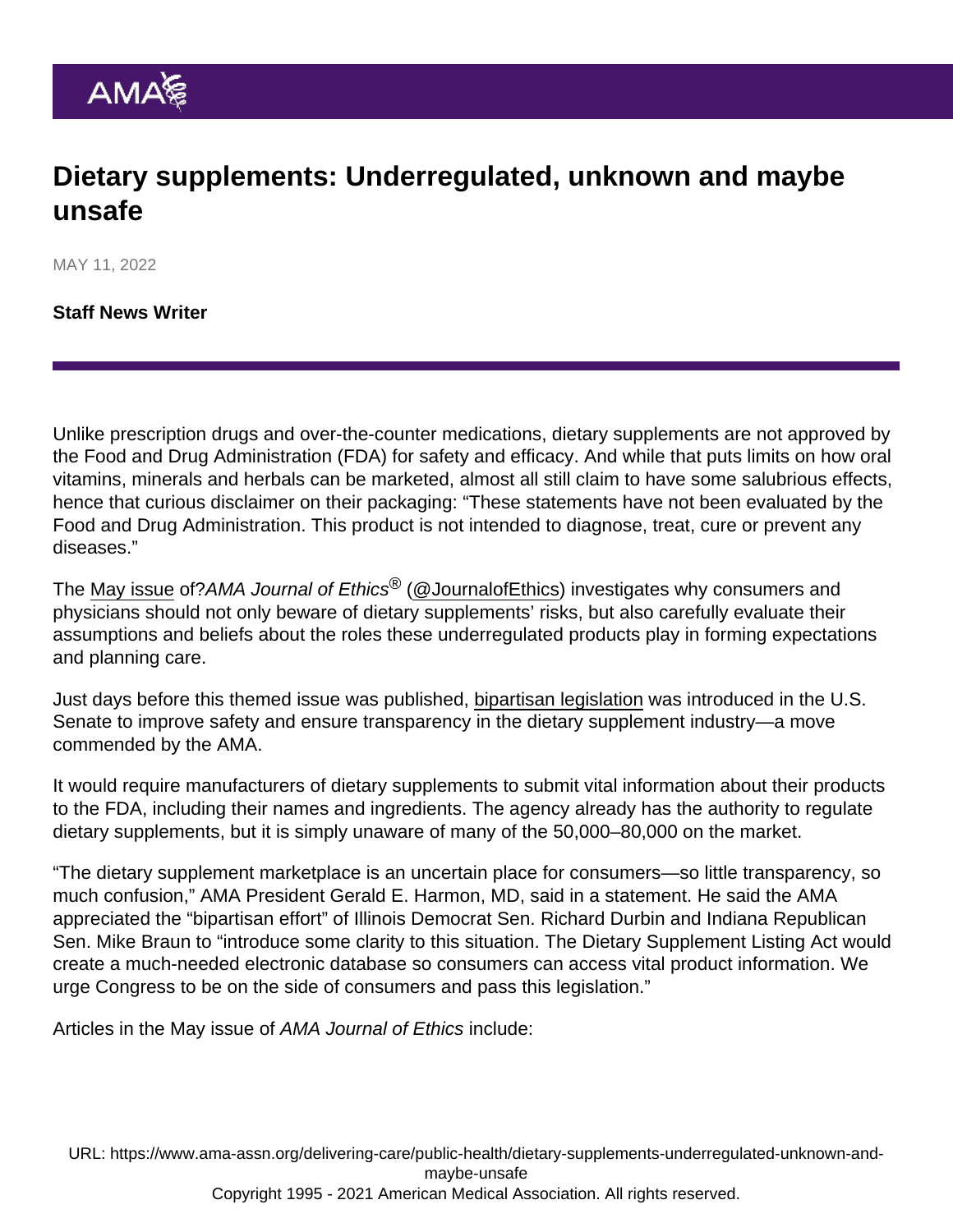# Dietary supplements: Underregulated, unknown and maybe unsafe

MAY 11, 2022

**Staff News Writer**

Unlike prescription drugs and over-the-counter medications, dietary supplements are not approved by the Food and Drug Administration (FDA) for safety and efficacy. And while that puts limits on how oral vitamins, minerals and herbals can be marketed, almost all still claim to have some salubrious effects, hence that curious disclaimer on their packaging: "These statements have not been evaluated by the Food and Drug Administration. This product is not intended to diagnose, treat, cure or prevent any diseases."

The May issue of?*AMA Journal of Ethics*® (@JournalofEthics) investigates why consumers and physicians should not only beware of dietary supplements' risks, but also carefully evaluate their assumptions and beliefs about the roles these underregulated products play in forming expectations and planning care.

Just days before this themed issue was published, bipartisan legislation was introduced in the U.S. Senate to improve safety and ensure transparency in the dietary supplement industry—a move commended by the AMA.

It would require manufacturers of dietary supplements to submit vital information about their products to the FDA, including their names and ingredients. The agency already has the authority to regulate dietary supplements, but it is simply unaware of many of the 50,000–80,000 on the market.

"The dietary supplement marketplace is an uncertain place for consumers—so little transparency, so much confusion," AMA President Gerald E. Harmon, MD, said in a statement. He said the AMA appreciated the "bipartisan effort" of Illinois Democrat Sen. Richard Durbin and Indiana Republican Sen. Mike Braun to "introduce some clarity to this situation. The Dietary Supplement Listing Act would create a much-needed electronic database so consumers can access vital product information. We urge Congress to be on the side of consumers and pass this legislation."

Articles in the May issue of *AMA Journal of Ethics* include: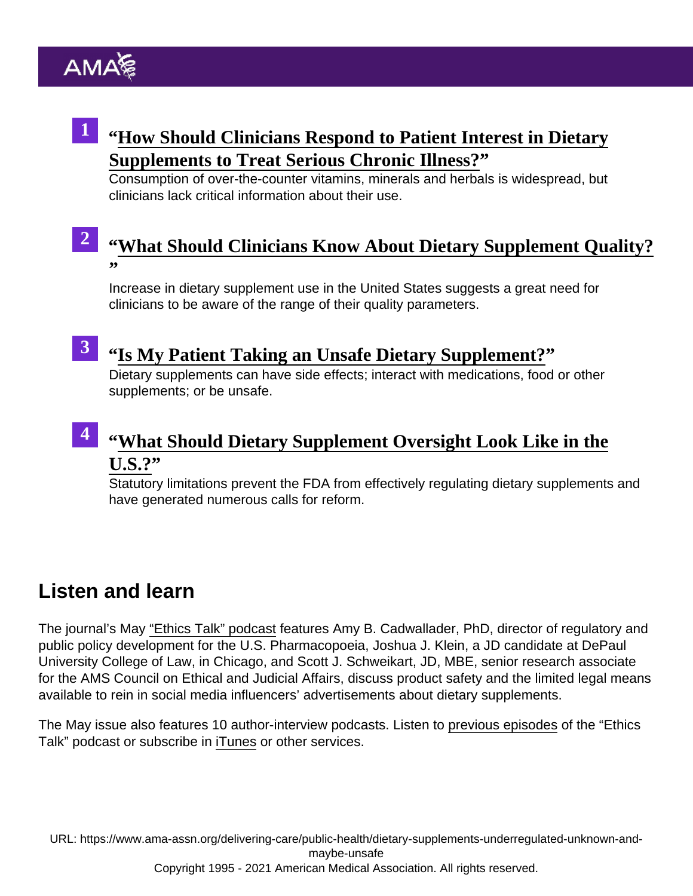1. **"How Should Clinicians Respond to Patient Interest in Dietary Supplements to Treat Serious Chronic Illness?"**
   Consumption of over-the-counter vitamins, minerals and herbals is widespread, but clinicians lack critical information about their use.

2. **"What Should Clinicians Know About Dietary Supplement Quality?"**
   Increase in dietary supplement use in the United States suggests a great need for clinicians to be aware of the range of their quality parameters.

3. **"Is My Patient Taking an Unsafe Dietary Supplement?"**
   Dietary supplements can have side effects; interact with medications, food or other supplements; or be unsafe.

4. **"What Should Dietary Supplement Oversight Look Like in the U.S.?"**
   Statutory limitations prevent the FDA from effectively regulating dietary supplements and have generated numerous calls for reform.

## Listen and learn

The journal's May "Ethics Talk" podcast features Amy B. Cadwallader, PhD, director of regulatory and public policy development for the U.S. Pharmacopoeia, Joshua J. Klein, a JD candidate at DePaul University College of Law, in Chicago, and Scott J. Schweikart, JD, MBE, senior research associate for the AMS Council on Ethical and Judicial Affairs, discuss product safety and the limited legal means available to rein in social media influencers' advertisements about dietary supplements.

The May issue also features 10 author-interview podcasts. Listen to previous episodes of the "Ethics Talk" podcast or subscribe in iTunes or other services.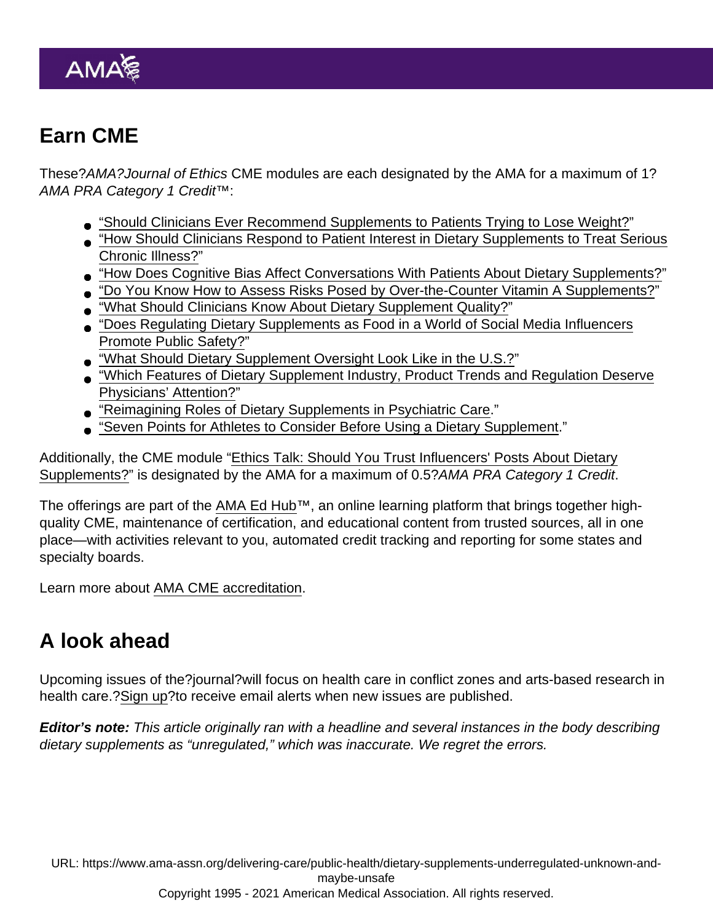## Earn CME

These?*AMA?Journal of Ethics* CME modules are each designated by the AMA for a maximum of 1?*AMA PRA Category 1 Credit*™:

- "Should Clinicians Ever Recommend Supplements to Patients Trying to Lose Weight?"
- "How Should Clinicians Respond to Patient Interest in Dietary Supplements to Treat Serious Chronic Illness?"
- "How Does Cognitive Bias Affect Conversations With Patients About Dietary Supplements?"
- "Do You Know How to Assess Risks Posed by Over-the-Counter Vitamin A Supplements?"
- "What Should Clinicians Know About Dietary Supplement Quality?"
- "Does Regulating Dietary Supplements as Food in a World of Social Media Influencers Promote Public Safety?"
- "What Should Dietary Supplement Oversight Look Like in the U.S.?"
- "Which Features of Dietary Supplement Industry, Product Trends and Regulation Deserve Physicians' Attention?"
- "Reimagining Roles of Dietary Supplements in Psychiatric Care."
- "Seven Points for Athletes to Consider Before Using a Dietary Supplement."

Additionally, the CME module "Ethics Talk: Should You Trust Influencers' Posts About Dietary Supplements?" is designated by the AMA for a maximum of 0.5?*AMA PRA Category 1 Credit*.

The offerings are part of the AMA Ed Hub™, an online learning platform that brings together high-quality CME, maintenance of certification, and educational content from trusted sources, all in one place—with activities relevant to you, automated credit tracking and reporting for some states and specialty boards.

Learn more about AMA CME accreditation.

## A look ahead

Upcoming issues of the?journal?will focus on health care in conflict zones and arts-based research in health care.?Sign up?to receive email alerts when new issues are published.

***Editor's note:*** *This article originally ran with a headline and several instances in the body describing dietary supplements as "unregulated," which was inaccurate. We regret the errors.*